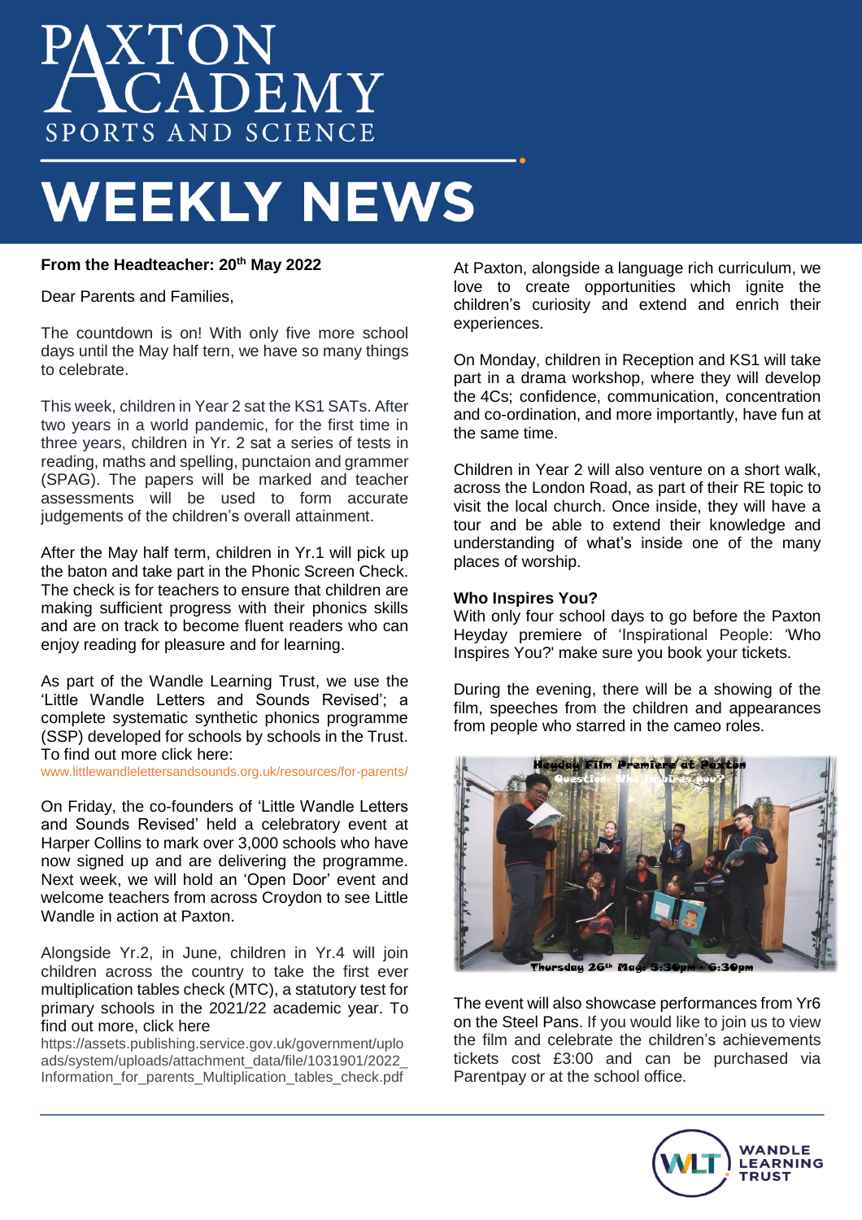# PAXTON ACADEMY
SPORTS AND SCIENCE

# WEEKLY NEWS

**From the Headteacher: 20th May 2022**

Dear Parents and Families,

The countdown is on! With only five more school days until the May half tern, we have so many things to celebrate.

This week, children in Year 2 sat the KS1 SATs. After two years in a world pandemic, for the first time in three years, children in Yr. 2 sat a series of tests in reading, maths and spelling, punctaion and grammer (SPAG). The papers will be marked and teacher assessments will be used to form accurate judgements of the children's overall attainment.

After the May half term, children in Yr.1 will pick up the baton and take part in the Phonic Screen Check. The check is for teachers to ensure that children are making sufficient progress with their phonics skills and are on track to become fluent readers who can enjoy reading for pleasure and for learning.

As part of the Wandle Learning Trust, we use the 'Little Wandle Letters and Sounds Revised'; a complete systematic synthetic phonics programme (SSP) developed for schools by schools in the Trust. To find out more click here:
www.littlewandlelettersandsounds.org.uk/resources/for-parents/

On Friday, the co-founders of 'Little Wandle Letters and Sounds Revised' held a celebratory event at Harper Collins to mark over 3,000 schools who have now signed up and are delivering the programme. Next week, we will hold an 'Open Door' event and welcome teachers from across Croydon to see Little Wandle in action at Paxton.

Alongside Yr.2, in June, children in Yr.4 will join children across the country to take the first ever multiplication tables check (MTC), a statutory test for primary schools in the 2021/22 academic year. To find out more, click here
https://assets.publishing.service.gov.uk/government/uploads/system/uploads/attachment_data/file/1031901/2022_Information_for_parents_Multiplication_tables_check.pdf

At Paxton, alongside a language rich curriculum, we love to create opportunities which ignite the children's curiosity and extend and enrich their experiences.

On Monday, children in Reception and KS1 will take part in a drama workshop, where they will develop the 4Cs; confidence, communication, concentration and co-ordination, and more importantly, have fun at the same time.

Children in Year 2 will also venture on a short walk, across the London Road, as part of their RE topic to visit the local church. Once inside, they will have a tour and be able to extend their knowledge and understanding of what's inside one of the many places of worship.

**Who Inspires You?**

With only four school days to go before the Paxton Heyday premiere of 'Inspirational People: 'Who Inspires You?' make sure you book your tickets.

During the evening, there will be a showing of the film, speeches from the children and appearances from people who starred in the cameo roles.

Heyday Film Premiere at Paxton
Question: Who Inspires you?
Thursday 26th May: 5:30pm - 6:30pm

The event will also showcase performances from Yr6 on the Steel Pans. If you would like to join us to view the film and celebrate the children's achievements tickets cost £3:00 and can be purchased via Parentpay or at the school office.

WANDLE LEARNING TRUST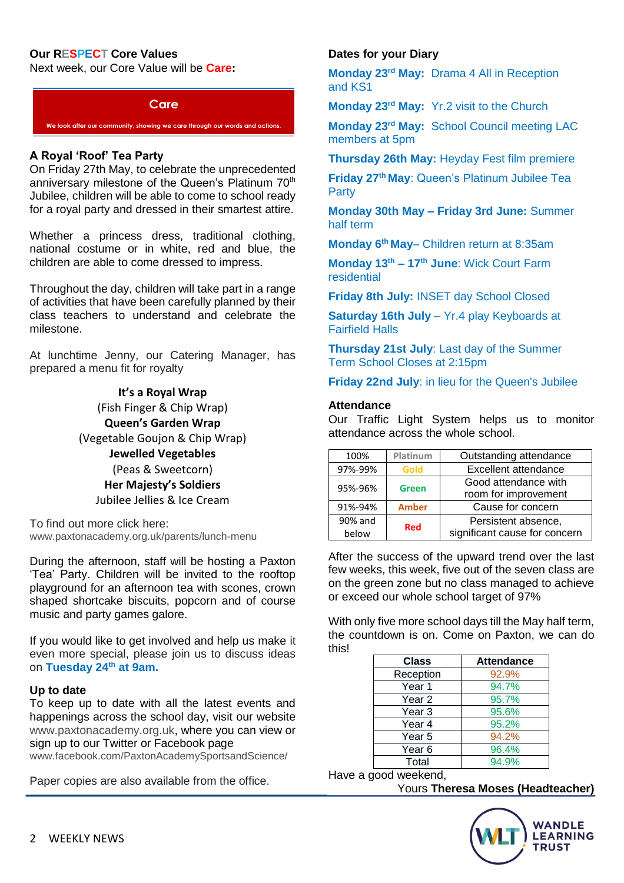### Our RESPECT Core Values

Next week, our Core Value will be **Care**:

**Care**

We look after our community, showing we care through our words and actions.

### A Royal 'Roof' Tea Party

On Friday 27th May, to celebrate the unprecedented anniversary milestone of the Queen's Platinum 70th Jubilee, children will be able to come to school ready for a royal party and dressed in their smartest attire.

Whether a princess dress, traditional clothing, national costume or in white, red and blue, the children are able to come dressed to impress.

Throughout the day, children will take part in a range of activities that have been carefully planned by their class teachers to understand and celebrate the milestone.

At lunchtime Jenny, our Catering Manager, has prepared a menu fit for royalty

**It's a Royal Wrap**
(Fish Finger & Chip Wrap)
**Queen's Garden Wrap**
(Vegetable Goujon & Chip Wrap)
**Jewelled Vegetables**
(Peas & Sweetcorn)
**Her Majesty's Soldiers**
Jubilee Jellies & Ice Cream

To find out more click here:
www.paxtonacademy.org.uk/parents/lunch-menu

During the afternoon, staff will be hosting a Paxton 'Tea' Party. Children will be invited to the rooftop playground for an afternoon tea with scones, crown shaped shortcake biscuits, popcorn and of course music and party games galore.

If you would like to get involved and help us make it even more special, please join us to discuss ideas on **Tuesday 24th at 9am.**

### Up to date

To keep up to date with all the latest events and happenings across the school day, visit our website www.paxtonacademy.org.uk, where you can view or sign up to our Twitter or Facebook page
www.facebook.com/PaxtonAcademySportsandScience/

Paper copies are also available from the office.

### Dates for your Diary

**Monday 23rd May:** Drama 4 All in Reception and KS1

**Monday 23rd May:** Yr.2 visit to the Church

**Monday 23rd May:** School Council meeting LAC members at 5pm

**Thursday 26th May:** Heyday Fest film premiere

**Friday 27th May**: Queen's Platinum Jubilee Tea Party

**Monday 30th May – Friday 3rd June:** Summer half term

**Monday 6th May**– Children return at 8:35am

**Monday 13th – 17th June**: Wick Court Farm residential

**Friday 8th July:** INSET day School Closed

**Saturday 16th July** – Yr.4 play Keyboards at Fairfield Halls

**Thursday 21st July**: Last day of the Summer Term School Closes at 2:15pm

**Friday 22nd July**: in lieu for the Queen's Jubilee

### Attendance

Our Traffic Light System helps us to monitor attendance across the whole school.

| | | |
|---|---|---|
| 100% | Platinum | Outstanding attendance |
| 97%-99% | Gold | Excellent attendance |
| 95%-96% | Green | Good attendance with room for improvement |
| 91%-94% | Amber | Cause for concern |
| 90% and below | Red | Persistent absence, significant cause for concern |

After the success of the upward trend over the last few weeks, this week, five out of the seven class are on the green zone but no class managed to achieve or exceed our whole school target of 97%

With only five more school days till the May half term, the countdown is on. Come on Paxton, we can do this!

| Class | Attendance |
|---|---|
| Reception | 92.9% |
| Year 1 | 94.7% |
| Year 2 | 95.7% |
| Year 3 | 95.6% |
| Year 4 | 95.2% |
| Year 5 | 94.2% |
| Year 6 | 96.4% |
| Total | 94.9% |

Have a good weekend,

Yours **Theresa Moses (Headteacher)**

WANDLE LEARNING TRUST